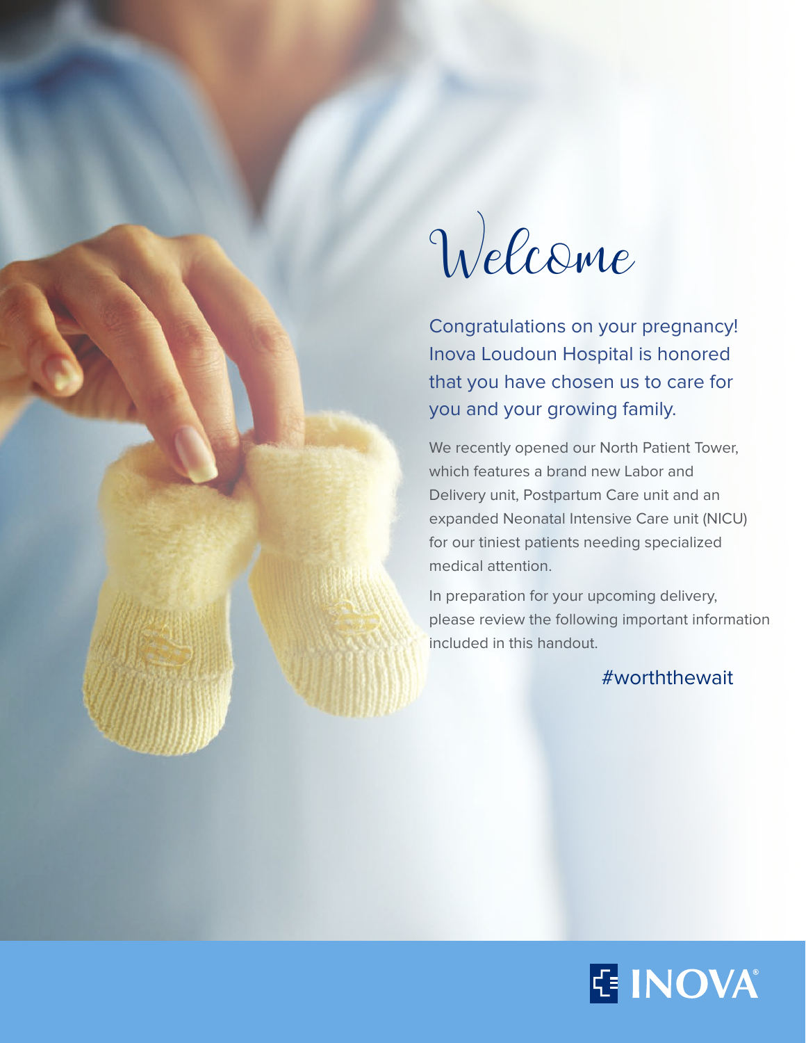# Welcome

Congratulations on your pregnancy! Inova Loudoun Hospital is honored that you have chosen us to care for you and your growing family.

We recently opened our North Patient Tower, which features a brand new Labor and Delivery unit, Postpartum Care unit and an expanded Neonatal Intensive Care unit (NICU) for our tiniest patients needing specialized medical attention.

In preparation for your upcoming delivery, please review the following important information included in this handout.

#worththewait

INOVA®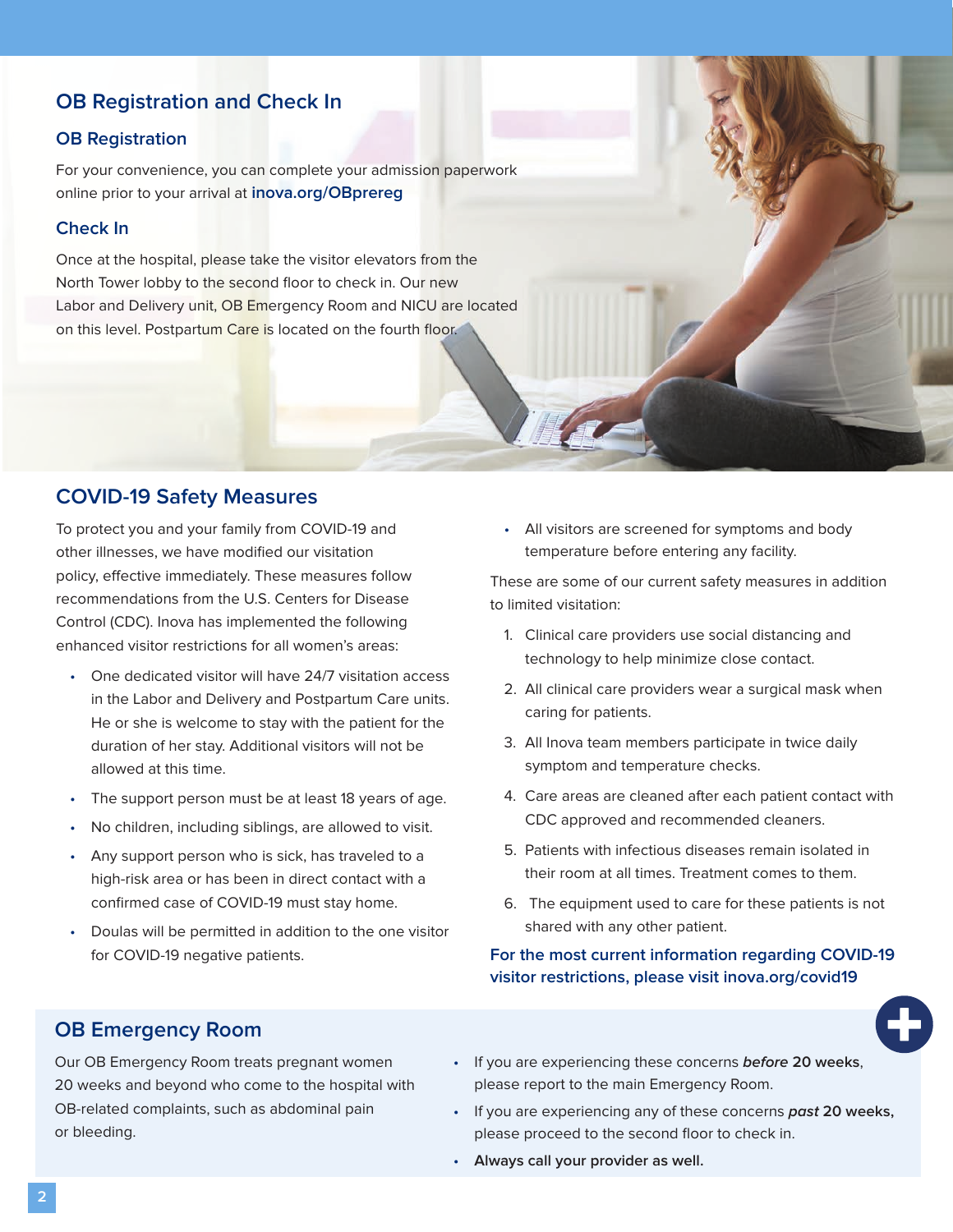## OB Registration and Check In

### OB Registration

For your convenience, you can complete your admission paperwork online prior to your arrival at **inova.org/OBprereg**

### Check In

Once at the hospital, please take the visitor elevators from the North Tower lobby to the second floor to check in. Our new Labor and Delivery unit, OB Emergency Room and NICU are located on this level. Postpartum Care is located on the fourth floor.

## COVID-19 Safety Measures

To protect you and your family from COVID-19 and other illnesses, we have modified our visitation policy, effective immediately. These measures follow recommendations from the U.S. Centers for Disease Control (CDC). Inova has implemented the following enhanced visitor restrictions for all women's areas:

- One dedicated visitor will have 24/7 visitation access in the Labor and Delivery and Postpartum Care units. He or she is welcome to stay with the patient for the duration of her stay. Additional visitors will not be allowed at this time.
- The support person must be at least 18 years of age.
- No children, including siblings, are allowed to visit.
- Any support person who is sick, has traveled to a high-risk area or has been in direct contact with a confirmed case of COVID-19 must stay home.
- Doulas will be permitted in addition to the one visitor for COVID-19 negative patients.
- All visitors are screened for symptoms and body temperature before entering any facility.

These are some of our current safety measures in addition to limited visitation:

1. Clinical care providers use social distancing and technology to help minimize close contact.
2. All clinical care providers wear a surgical mask when caring for patients.
3. All Inova team members participate in twice daily symptom and temperature checks.
4. Care areas are cleaned after each patient contact with CDC approved and recommended cleaners.
5. Patients with infectious diseases remain isolated in their room at all times. Treatment comes to them.
6. The equipment used to care for these patients is not shared with any other patient.

**For the most current information regarding COVID-19 visitor restrictions, please visit inova.org/covid19**

## OB Emergency Room

Our OB Emergency Room treats pregnant women 20 weeks and beyond who come to the hospital with OB-related complaints, such as abdominal pain or bleeding.

- If you are experiencing these concerns ***before*** **20 weeks**, please report to the main Emergency Room.
- If you are experiencing any of these concerns ***past*** **20 weeks,** please proceed to the second floor to check in.
- **Always call your provider as well.**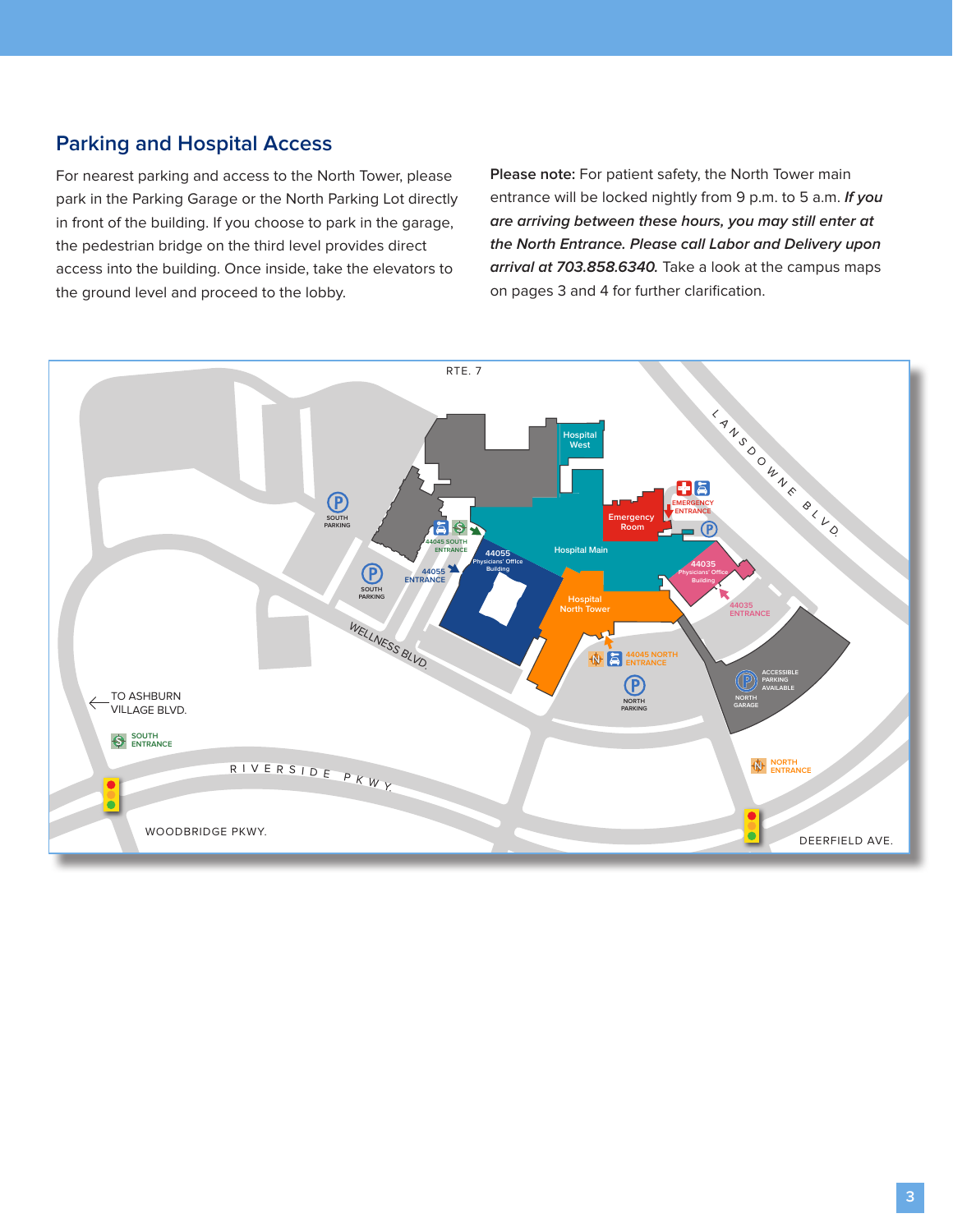## Parking and Hospital Access

For nearest parking and access to the North Tower, please park in the Parking Garage or the North Parking Lot directly in front of the building. If you choose to park in the garage, the pedestrian bridge on the third level provides direct access into the building. Once inside, take the elevators to the ground level and proceed to the lobby.

**Please note:** For patient safety, the North Tower main entrance will be locked nightly from 9 p.m. to 5 a.m. ***If you are arriving between these hours, you may still enter at the North Entrance. Please call Labor and Delivery upon arrival at 703.858.6340.*** Take a look at the campus maps on pages 3 and 4 for further clarification.

RTE. 7

LANSDOWNE BLVD.

Hospital West

EMERGENCY ENTRANCE

Emergency Room

SOUTH PARKING

44045 SOUTH ENTRANCE

Hospital Main

44055 Physicians' Office Building

44055 ENTRANCE

44035 Physicians' Office Building

SOUTH PARKING

44035 ENTRANCE

Hospital North Tower

WELLNESS BLVD.

44045 NORTH ENTRANCE

ACCESSIBLE PARKING AVAILABLE

NORTH GARAGE

NORTH PARKING

TO ASHBURN VILLAGE BLVD.

SOUTH ENTRANCE

NORTH ENTRANCE

RIVERSIDE PKWY.

WOODBRIDGE PKWY.

DEERFIELD AVE.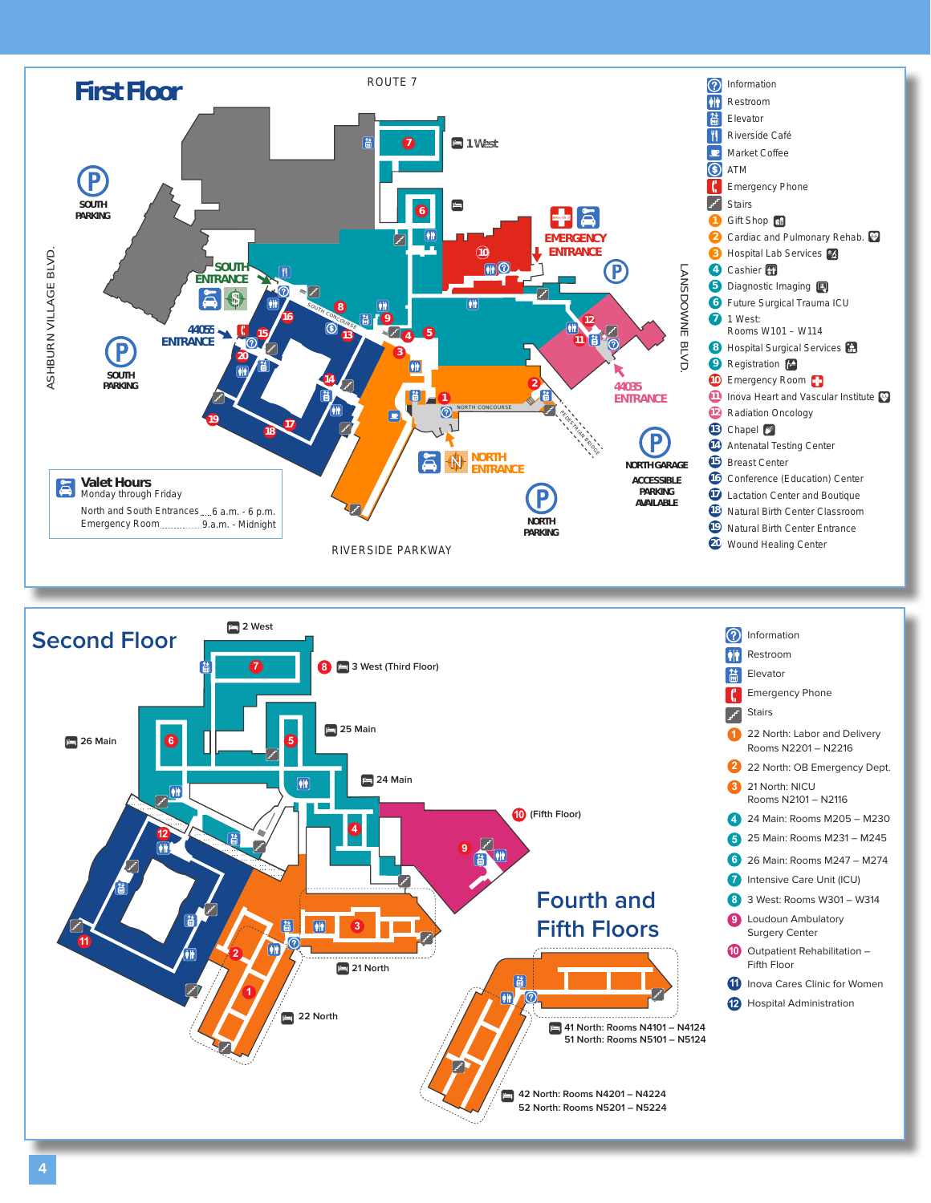# First Floor

ROUTE 7

ASHBURN VILLAGE BLVD.

LANSDOWNE BLVD.

RIVERSIDE PARKWAY

SOUTH PARKING

SOUTH ENTRANCE

44055 ENTRANCE

SOUTH PARKING

1 West

EMERGENCY ENTRANCE

44035 ENTRANCE

NORTH ENTRANCE

NORTH PARKING

NORTH GARAGE ACCESSIBLE PARKING AVAILABLE

SOUTH CONCOURSE

NORTH CONCOURSE

PEDESTRIAN BRIDGE

**Valet Hours**
Monday through Friday

North and South Entrances......6 a.m. - 6 p.m.
Emergency Room..............9 a.m. - Midnight

- Information
- Restroom
- Elevator
- Riverside Café
- Market Coffee
- ATM
- Emergency Phone
- Stairs

1. Gift Shop
2. Cardiac and Pulmonary Rehab.
3. Hospital Lab Services
4. Cashier
5. Diagnostic Imaging
6. Future Surgical Trauma ICU
7. 1 West: Rooms W101 – W114
8. Hospital Surgical Services
9. Registration
10. Emergency Room
11. Inova Heart and Vascular Institute
12. Radiation Oncology
13. Chapel
14. Antenatal Testing Center
15. Breast Center
16. Conference (Education) Center
17. Lactation Center and Boutique
18. Natural Birth Center Classroom
19. Natural Birth Center Entrance
20. Wound Healing Center

# Second Floor

2 West

3 West (Third Floor)

26 Main

25 Main

24 Main

(Fifth Floor)

21 North

22 North

# Fourth and Fifth Floors

41 North: Rooms N4101 – N4124
51 North: Rooms N5101 – N5124

42 North: Rooms N4201 – N4224
52 North: Rooms N5201 – N5224

- Information
- Restroom
- Elevator
- Emergency Phone
- Stairs

1. 22 North: Labor and Delivery Rooms N2201 – N2216
2. 22 North: OB Emergency Dept.
3. 21 North: NICU Rooms N2101 – N2116
4. 24 Main: Rooms M205 – M230
5. 25 Main: Rooms M231 – M245
6. 26 Main: Rooms M247 – M274
7. Intensive Care Unit (ICU)
8. 3 West: Rooms W301 – W314
9. Loudoun Ambulatory Surgery Center
10. Outpatient Rehabilitation – Fifth Floor
11. Inova Cares Clinic for Women
12. Hospital Administration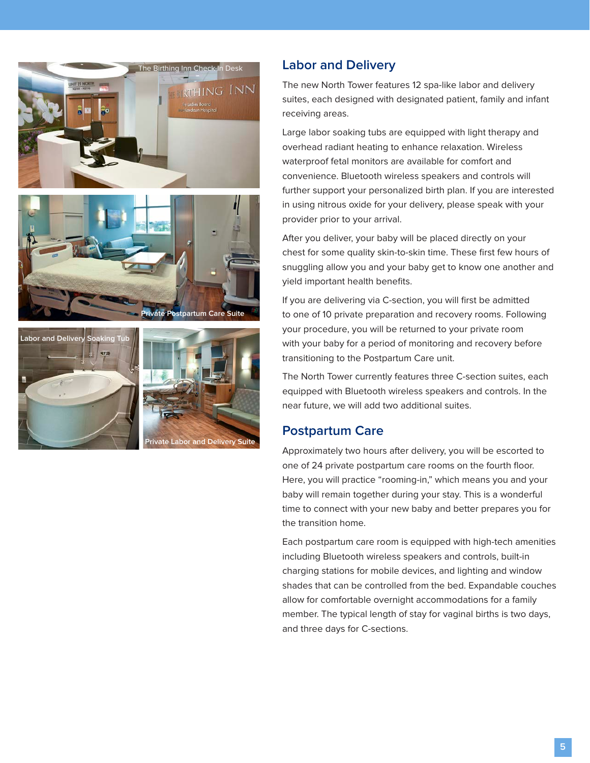The Birthing Inn Check-In Desk

Private Postpartum Care Suite

Labor and Delivery Soaking Tub

Private Labor and Delivery Suite

## Labor and Delivery

The new North Tower features 12 spa-like labor and delivery suites, each designed with designated patient, family and infant receiving areas.

Large labor soaking tubs are equipped with light therapy and overhead radiant heating to enhance relaxation. Wireless waterproof fetal monitors are available for comfort and convenience. Bluetooth wireless speakers and controls will further support your personalized birth plan. If you are interested in using nitrous oxide for your delivery, please speak with your provider prior to your arrival.

After you deliver, your baby will be placed directly on your chest for some quality skin-to-skin time. These first few hours of snuggling allow you and your baby get to know one another and yield important health benefits.

If you are delivering via C-section, you will first be admitted to one of 10 private preparation and recovery rooms. Following your procedure, you will be returned to your private room with your baby for a period of monitoring and recovery before transitioning to the Postpartum Care unit.

The North Tower currently features three C-section suites, each equipped with Bluetooth wireless speakers and controls. In the near future, we will add two additional suites.

## Postpartum Care

Approximately two hours after delivery, you will be escorted to one of 24 private postpartum care rooms on the fourth floor. Here, you will practice "rooming-in," which means you and your baby will remain together during your stay. This is a wonderful time to connect with your new baby and better prepares you for the transition home.

Each postpartum care room is equipped with high-tech amenities including Bluetooth wireless speakers and controls, built-in charging stations for mobile devices, and lighting and window shades that can be controlled from the bed. Expandable couches allow for comfortable overnight accommodations for a family member. The typical length of stay for vaginal births is two days, and three days for C-sections.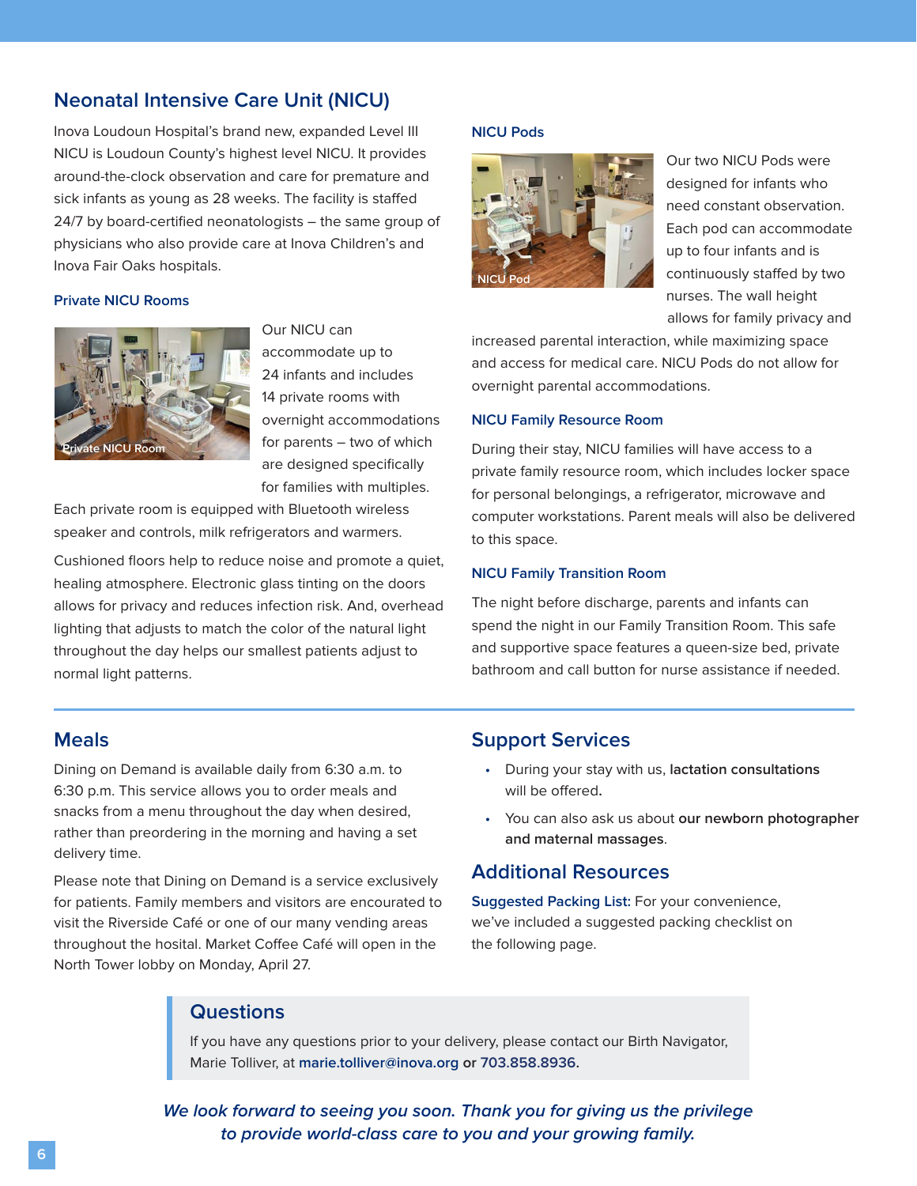## Neonatal Intensive Care Unit (NICU)

Inova Loudoun Hospital's brand new, expanded Level III NICU is Loudoun County's highest level NICU. It provides around-the-clock observation and care for premature and sick infants as young as 28 weeks. The facility is staffed 24/7 by board-certified neonatologists – the same group of physicians who also provide care at Inova Children's and Inova Fair Oaks hospitals.

### Private NICU Rooms

Private NICU Room

Our NICU can accommodate up to 24 infants and includes 14 private rooms with overnight accommodations for parents – two of which are designed specifically for families with multiples.

Each private room is equipped with Bluetooth wireless speaker and controls, milk refrigerators and warmers.

Cushioned floors help to reduce noise and promote a quiet, healing atmosphere. Electronic glass tinting on the doors allows for privacy and reduces infection risk. And, overhead lighting that adjusts to match the color of the natural light throughout the day helps our smallest patients adjust to normal light patterns.

### NICU Pods

NICU Pod

Our two NICU Pods were designed for infants who need constant observation. Each pod can accommodate up to four infants and is continuously staffed by two nurses. The wall height allows for family privacy and increased parental interaction, while maximizing space and access for medical care. NICU Pods do not allow for overnight parental accommodations.

### NICU Family Resource Room

During their stay, NICU families will have access to a private family resource room, which includes locker space for personal belongings, a refrigerator, microwave and computer workstations. Parent meals will also be delivered to this space.

### NICU Family Transition Room

The night before discharge, parents and infants can spend the night in our Family Transition Room. This safe and supportive space features a queen-size bed, private bathroom and call button for nurse assistance if needed.

## Meals

Dining on Demand is available daily from 6:30 a.m. to 6:30 p.m. This service allows you to order meals and snacks from a menu throughout the day when desired, rather than preordering in the morning and having a set delivery time.

Please note that Dining on Demand is a service exclusively for patients. Family members and visitors are encourated to visit the Riverside Café or one of our many vending areas throughout the hosital. Market Coffee Café will open in the North Tower lobby on Monday, April 27.

## Support Services

- During your stay with us, **lactation consultations** will be offered.
- You can also ask us about **our newborn photographer and maternal massages**.

## Additional Resources

**Suggested Packing List:** For your convenience, we've included a suggested packing checklist on the following page.

## Questions

If you have any questions prior to your delivery, please contact our Birth Navigator, Marie Tolliver, at **marie.tolliver@inova.org or 703.858.8936.**

***We look forward to seeing you soon. Thank you for giving us the privilege to provide world-class care to you and your growing family.***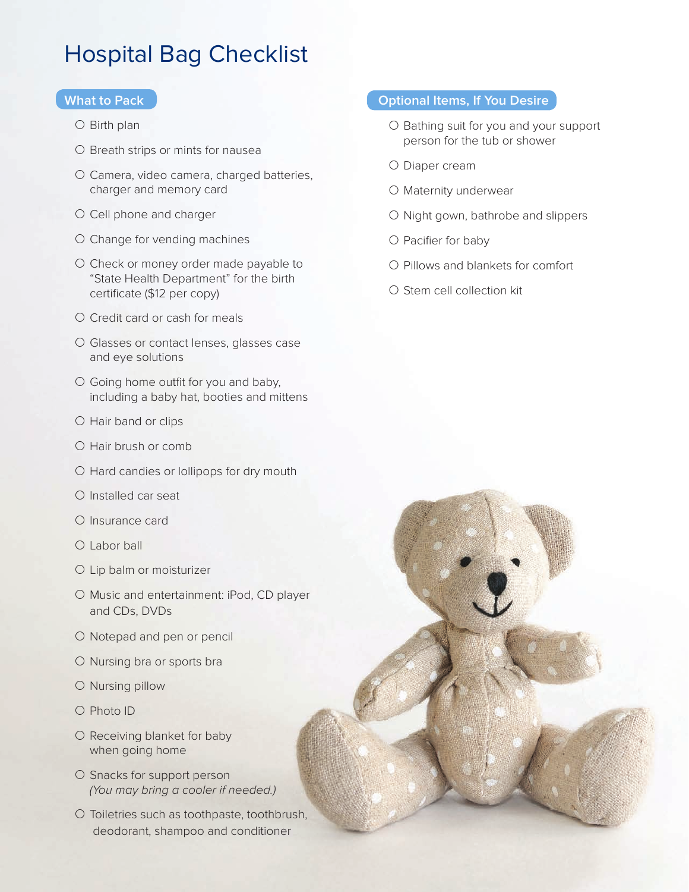# Hospital Bag Checklist

## What to Pack

- Birth plan
- Breath strips or mints for nausea
- Camera, video camera, charged batteries, charger and memory card
- Cell phone and charger
- Change for vending machines
- Check or money order made payable to "State Health Department" for the birth certificate ($12 per copy)
- Credit card or cash for meals
- Glasses or contact lenses, glasses case and eye solutions
- Going home outfit for you and baby, including a baby hat, booties and mittens
- Hair band or clips
- Hair brush or comb
- Hard candies or lollipops for dry mouth
- Installed car seat
- Insurance card
- Labor ball
- Lip balm or moisturizer
- Music and entertainment: iPod, CD player and CDs, DVDs
- Notepad and pen or pencil
- Nursing bra or sports bra
- Nursing pillow
- Photo ID
- Receiving blanket for baby when going home
- Snacks for support person *(You may bring a cooler if needed.)*
- Toiletries such as toothpaste, toothbrush, deodorant, shampoo and conditioner

## Optional Items, If You Desire

- Bathing suit for you and your support person for the tub or shower
- Diaper cream
- Maternity underwear
- Night gown, bathrobe and slippers
- Pacifier for baby
- Pillows and blankets for comfort
- Stem cell collection kit